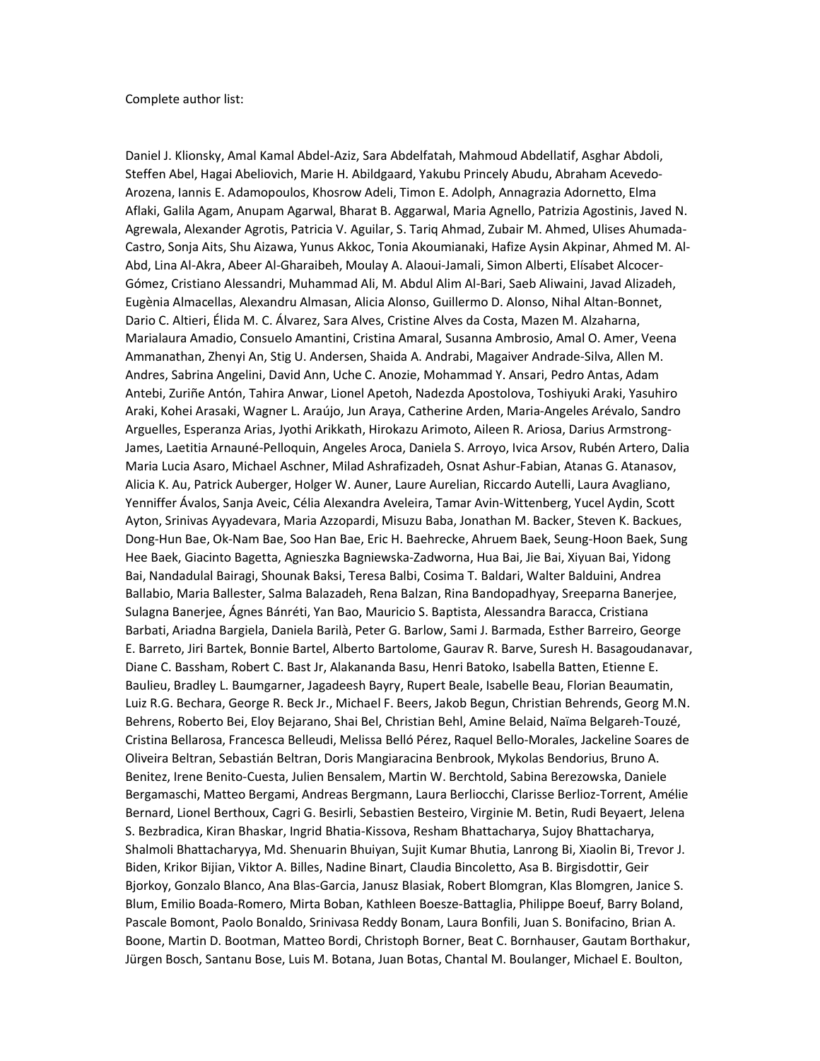Complete author list:

Daniel J. Klionsky, Amal Kamal Abdel-Aziz, Sara Abdelfatah, Mahmoud Abdellatif, Asghar Abdoli, Steffen Abel, Hagai Abeliovich, Marie H. Abildgaard, Yakubu Princely Abudu, Abraham Acevedo-Arozena, Iannis E. Adamopoulos, Khosrow Adeli, Timon E. Adolph, Annagrazia Adornetto, Elma Aflaki, Galila Agam, Anupam Agarwal, Bharat B. Aggarwal, Maria Agnello, Patrizia Agostinis, Javed N. Agrewala, Alexander Agrotis, Patricia V. Aguilar, S. Tariq Ahmad, Zubair M. Ahmed, Ulises Ahumada-Castro, Sonja Aits, Shu Aizawa, Yunus Akkoc, Tonia Akoumianaki, Hafize Aysin Akpinar, Ahmed M. Al-Abd, Lina Al-Akra, Abeer Al-Gharaibeh, Moulay A. Alaoui-Jamali, Simon Alberti, Elísabet Alcocer-Gómez, Cristiano Alessandri, Muhammad Ali, M. Abdul Alim Al-Bari, Saeb Aliwaini, Javad Alizadeh, Eugènia Almacellas, Alexandru Almasan, Alicia Alonso, Guillermo D. Alonso, Nihal Altan-Bonnet, Dario C. Altieri, Élida M. C. Álvarez, Sara Alves, Cristine Alves da Costa, Mazen M. Alzaharna, Marialaura Amadio, Consuelo Amantini, Cristina Amaral, Susanna Ambrosio, Amal O. Amer, Veena Ammanathan, Zhenyi An, Stig U. Andersen, Shaida A. Andrabi, Magaiver Andrade-Silva, Allen M. Andres, Sabrina Angelini, David Ann, Uche C. Anozie, Mohammad Y. Ansari, Pedro Antas, Adam Antebi, Zuriñe Antón, Tahira Anwar, Lionel Apetoh, Nadezda Apostolova, Toshiyuki Araki, Yasuhiro Araki, Kohei Arasaki, Wagner L. Araújo, Jun Araya, Catherine Arden, Maria-Angeles Arévalo, Sandro Arguelles, Esperanza Arias, Jyothi Arikkath, Hirokazu Arimoto, Aileen R. Ariosa, Darius Armstrong-James, Laetitia Arnauné-Pelloquin, Angeles Aroca, Daniela S. Arroyo, Ivica Arsov, Rubén Artero, Dalia Maria Lucia Asaro, Michael Aschner, Milad Ashrafizadeh, Osnat Ashur-Fabian, Atanas G. Atanasov, Alicia K. Au, Patrick Auberger, Holger W. Auner, Laure Aurelian, Riccardo Autelli, Laura Avagliano, Yenniffer Ávalos, Sanja Aveic, Célia Alexandra Aveleira, Tamar Avin-Wittenberg, Yucel Aydin, Scott Ayton, Srinivas Ayyadevara, Maria Azzopardi, Misuzu Baba, Jonathan M. Backer, Steven K. Backues, Dong-Hun Bae, Ok-Nam Bae, Soo Han Bae, Eric H. Baehrecke, Ahruem Baek, Seung-Hoon Baek, Sung Hee Baek, Giacinto Bagetta, Agnieszka Bagniewska-Zadworna, Hua Bai, Jie Bai, Xiyuan Bai, Yidong Bai, Nandadulal Bairagi, Shounak Baksi, Teresa Balbi, Cosima T. Baldari, Walter Balduini, Andrea Ballabio, Maria Ballester, Salma Balazadeh, Rena Balzan, Rina Bandopadhyay, Sreeparna Banerjee, Sulagna Banerjee, Ágnes Bánréti, Yan Bao, Mauricio S. Baptista, Alessandra Baracca, Cristiana Barbati, Ariadna Bargiela, Daniela Barilà, Peter G. Barlow, Sami J. Barmada, Esther Barreiro, George E. Barreto, Jiri Bartek, Bonnie Bartel, Alberto Bartolome, Gaurav R. Barve, Suresh H. Basagoudanavar, Diane C. Bassham, Robert C. Bast Jr, Alakananda Basu, Henri Batoko, Isabella Batten, Etienne E. Baulieu, Bradley L. Baumgarner, Jagadeesh Bayry, Rupert Beale, Isabelle Beau, Florian Beaumatin, Luiz R.G. Bechara, George R. Beck Jr., Michael F. Beers, Jakob Begun, Christian Behrends, Georg M.N. Behrens, Roberto Bei, Eloy Bejarano, Shai Bel, Christian Behl, Amine Belaid, Naïma Belgareh-Touzé, Cristina Bellarosa, Francesca Belleudi, Melissa Belló Pérez, Raquel Bello-Morales, Jackeline Soares de Oliveira Beltran, Sebastián Beltran, Doris Mangiaracina Benbrook, Mykolas Bendorius, Bruno A. Benitez, Irene Benito-Cuesta, Julien Bensalem, Martin W. Berchtold, Sabina Berezowska, Daniele Bergamaschi, Matteo Bergami, Andreas Bergmann, Laura Berliocchi, Clarisse Berlioz-Torrent, Amélie Bernard, Lionel Berthoux, Cagri G. Besirli, Sebastien Besteiro, Virginie M. Betin, Rudi Beyaert, Jelena S. Bezbradica, Kiran Bhaskar, Ingrid Bhatia-Kissova, Resham Bhattacharya, Sujoy Bhattacharya, Shalmoli Bhattacharyya, Md. Shenuarin Bhuiyan, Sujit Kumar Bhutia, Lanrong Bi, Xiaolin Bi, Trevor J. Biden, Krikor Bijian, Viktor A. Billes, Nadine Binart, Claudia Bincoletto, Asa B. Birgisdottir, Geir Bjorkoy, Gonzalo Blanco, Ana Blas-Garcia, Janusz Blasiak, Robert Blomgran, Klas Blomgren, Janice S. Blum, Emilio Boada-Romero, Mirta Boban, Kathleen Boesze-Battaglia, Philippe Boeuf, Barry Boland, Pascale Bomont, Paolo Bonaldo, Srinivasa Reddy Bonam, Laura Bonfili, Juan S. Bonifacino, Brian A. Boone, Martin D. Bootman, Matteo Bordi, Christoph Borner, Beat C. Bornhauser, Gautam Borthakur, Jürgen Bosch, Santanu Bose, Luis M. Botana, Juan Botas, Chantal M. Boulanger, Michael E. Boulton,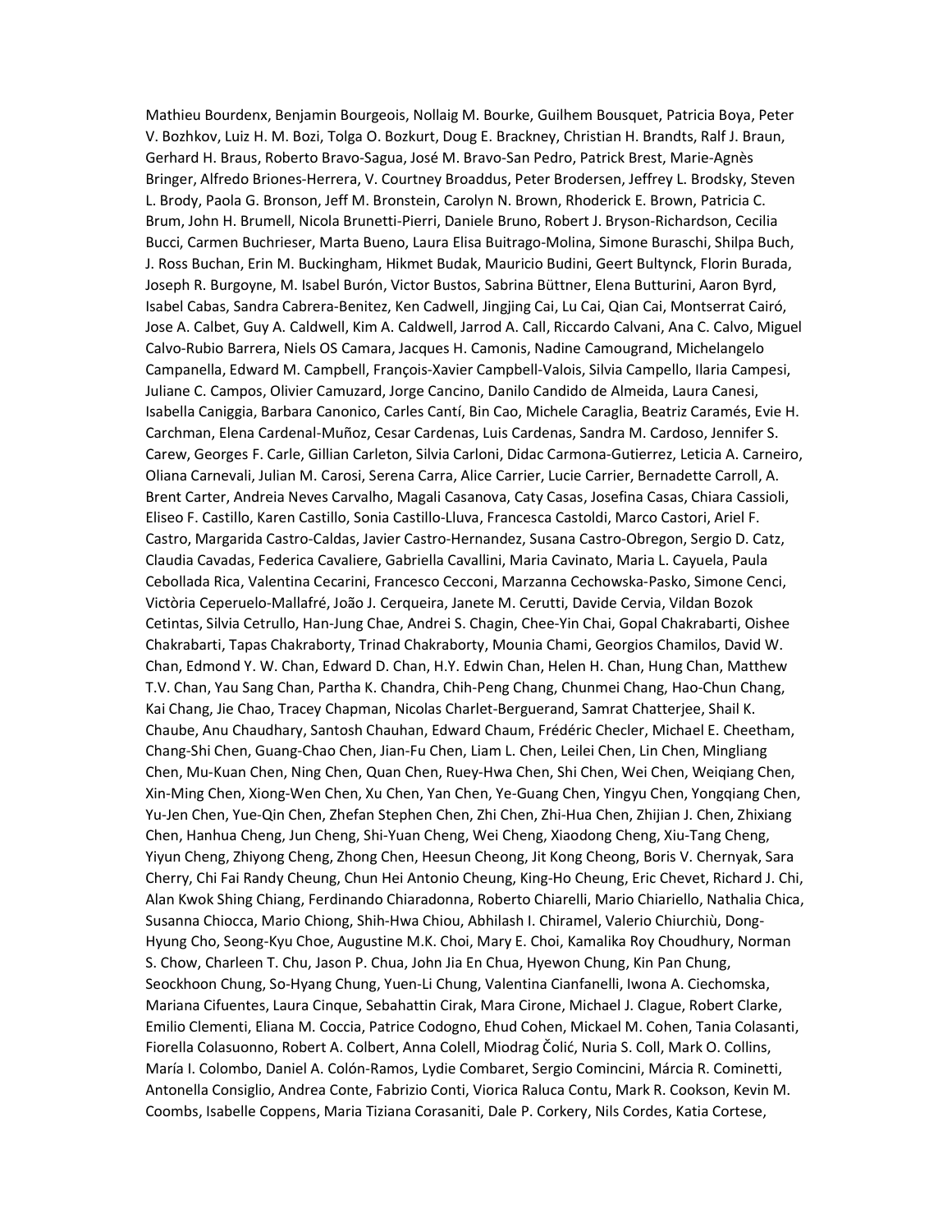Mathieu Bourdenx, Benjamin Bourgeois, Nollaig M. Bourke, Guilhem Bousquet, Patricia Boya, Peter V. Bozhkov, Luiz H. M. Bozi, Tolga O. Bozkurt, Doug E. Brackney, Christian H. Brandts, Ralf J. Braun, Gerhard H. Braus, Roberto Bravo-Sagua, José M. Bravo-San Pedro, Patrick Brest, Marie-Agnès Bringer, Alfredo Briones-Herrera, V. Courtney Broaddus, Peter Brodersen, Jeffrey L. Brodsky, Steven L. Brody, Paola G. Bronson, Jeff M. Bronstein, Carolyn N. Brown, Rhoderick E. Brown, Patricia C. Brum, John H. Brumell, Nicola Brunetti-Pierri, Daniele Bruno, Robert J. Bryson-Richardson, Cecilia Bucci, Carmen Buchrieser, Marta Bueno, Laura Elisa Buitrago-Molina, Simone Buraschi, Shilpa Buch, J. Ross Buchan, Erin M. Buckingham, Hikmet Budak, Mauricio Budini, Geert Bultynck, Florin Burada, Joseph R. Burgoyne, M. Isabel Burón, Victor Bustos, Sabrina Büttner, Elena Butturini, Aaron Byrd, Isabel Cabas, Sandra Cabrera-Benitez, Ken Cadwell, Jingjing Cai, Lu Cai, Qian Cai, Montserrat Cairó, Jose A. Calbet, Guy A. Caldwell, Kim A. Caldwell, Jarrod A. Call, Riccardo Calvani, Ana C. Calvo, Miguel Calvo-Rubio Barrera, Niels OS Camara, Jacques H. Camonis, Nadine Camougrand, Michelangelo Campanella, Edward M. Campbell, François-Xavier Campbell-Valois, Silvia Campello, Ilaria Campesi, Juliane C. Campos, Olivier Camuzard, Jorge Cancino, Danilo Candido de Almeida, Laura Canesi, Isabella Caniggia, Barbara Canonico, Carles Cantí, Bin Cao, Michele Caraglia, Beatriz Caramés, Evie H. Carchman, Elena Cardenal-Muñoz, Cesar Cardenas, Luis Cardenas, Sandra M. Cardoso, Jennifer S. Carew, Georges F. Carle, Gillian Carleton, Silvia Carloni, Didac Carmona-Gutierrez, Leticia A. Carneiro, Oliana Carnevali, Julian M. Carosi, Serena Carra, Alice Carrier, Lucie Carrier, Bernadette Carroll, A. Brent Carter, Andreia Neves Carvalho, Magali Casanova, Caty Casas, Josefina Casas, Chiara Cassioli, Eliseo F. Castillo, Karen Castillo, Sonia Castillo-Lluva, Francesca Castoldi, Marco Castori, Ariel F. Castro, Margarida Castro-Caldas, Javier Castro-Hernandez, Susana Castro-Obregon, Sergio D. Catz, Claudia Cavadas, Federica Cavaliere, Gabriella Cavallini, Maria Cavinato, Maria L. Cayuela, Paula Cebollada Rica, Valentina Cecarini, Francesco Cecconi, Marzanna Cechowska-Pasko, Simone Cenci, Victòria Ceperuelo-Mallafré, João J. Cerqueira, Janete M. Cerutti, Davide Cervia, Vildan Bozok Cetintas, Silvia Cetrullo, Han-Jung Chae, Andrei S. Chagin, Chee-Yin Chai, Gopal Chakrabarti, Oishee Chakrabarti, Tapas Chakraborty, Trinad Chakraborty, Mounia Chami, Georgios Chamilos, David W. Chan, Edmond Y. W. Chan, Edward D. Chan, H.Y. Edwin Chan, Helen H. Chan, Hung Chan, Matthew T.V. Chan, Yau Sang Chan, Partha K. Chandra, Chih-Peng Chang, Chunmei Chang, Hao-Chun Chang, Kai Chang, Jie Chao, Tracey Chapman, Nicolas Charlet-Berguerand, Samrat Chatterjee, Shail K. Chaube, Anu Chaudhary, Santosh Chauhan, Edward Chaum, Frédéric Checler, Michael E. Cheetham, Chang-Shi Chen, Guang-Chao Chen, Jian-Fu Chen, Liam L. Chen, Leilei Chen, Lin Chen, Mingliang Chen, Mu-Kuan Chen, Ning Chen, Quan Chen, Ruey-Hwa Chen, Shi Chen, Wei Chen, Weiqiang Chen, Xin-Ming Chen, Xiong-Wen Chen, Xu Chen, Yan Chen, Ye-Guang Chen, Yingyu Chen, Yongqiang Chen, Yu-Jen Chen, Yue-Qin Chen, Zhefan Stephen Chen, Zhi Chen, Zhi-Hua Chen, Zhijian J. Chen, Zhixiang Chen, Hanhua Cheng, Jun Cheng, Shi-Yuan Cheng, Wei Cheng, Xiaodong Cheng, Xiu-Tang Cheng, Yiyun Cheng, Zhiyong Cheng, Zhong Chen, Heesun Cheong, Jit Kong Cheong, Boris V. Chernyak, Sara Cherry, Chi Fai Randy Cheung, Chun Hei Antonio Cheung, King-Ho Cheung, Eric Chevet, Richard J. Chi, Alan Kwok Shing Chiang, Ferdinando Chiaradonna, Roberto Chiarelli, Mario Chiariello, Nathalia Chica, Susanna Chiocca, Mario Chiong, Shih-Hwa Chiou, Abhilash I. Chiramel, Valerio Chiurchiù, Dong-Hyung Cho, Seong-Kyu Choe, Augustine M.K. Choi, Mary E. Choi, Kamalika Roy Choudhury, Norman S. Chow, Charleen T. Chu, Jason P. Chua, John Jia En Chua, Hyewon Chung, Kin Pan Chung, Seockhoon Chung, So-Hyang Chung, Yuen-Li Chung, Valentina Cianfanelli, Iwona A. Ciechomska, Mariana Cifuentes, Laura Cinque, Sebahattin Cirak, Mara Cirone, Michael J. Clague, Robert Clarke, Emilio Clementi, Eliana M. Coccia, Patrice Codogno, Ehud Cohen, Mickael M. Cohen, Tania Colasanti, Fiorella Colasuonno, Robert A. Colbert, Anna Colell, Miodrag Čolić, Nuria S. Coll, Mark O. Collins, María I. Colombo, Daniel A. Colón-Ramos, Lydie Combaret, Sergio Comincini, Márcia R. Cominetti, Antonella Consiglio, Andrea Conte, Fabrizio Conti, Viorica Raluca Contu, Mark R. Cookson, Kevin M. Coombs, Isabelle Coppens, Maria Tiziana Corasaniti, Dale P. Corkery, Nils Cordes, Katia Cortese,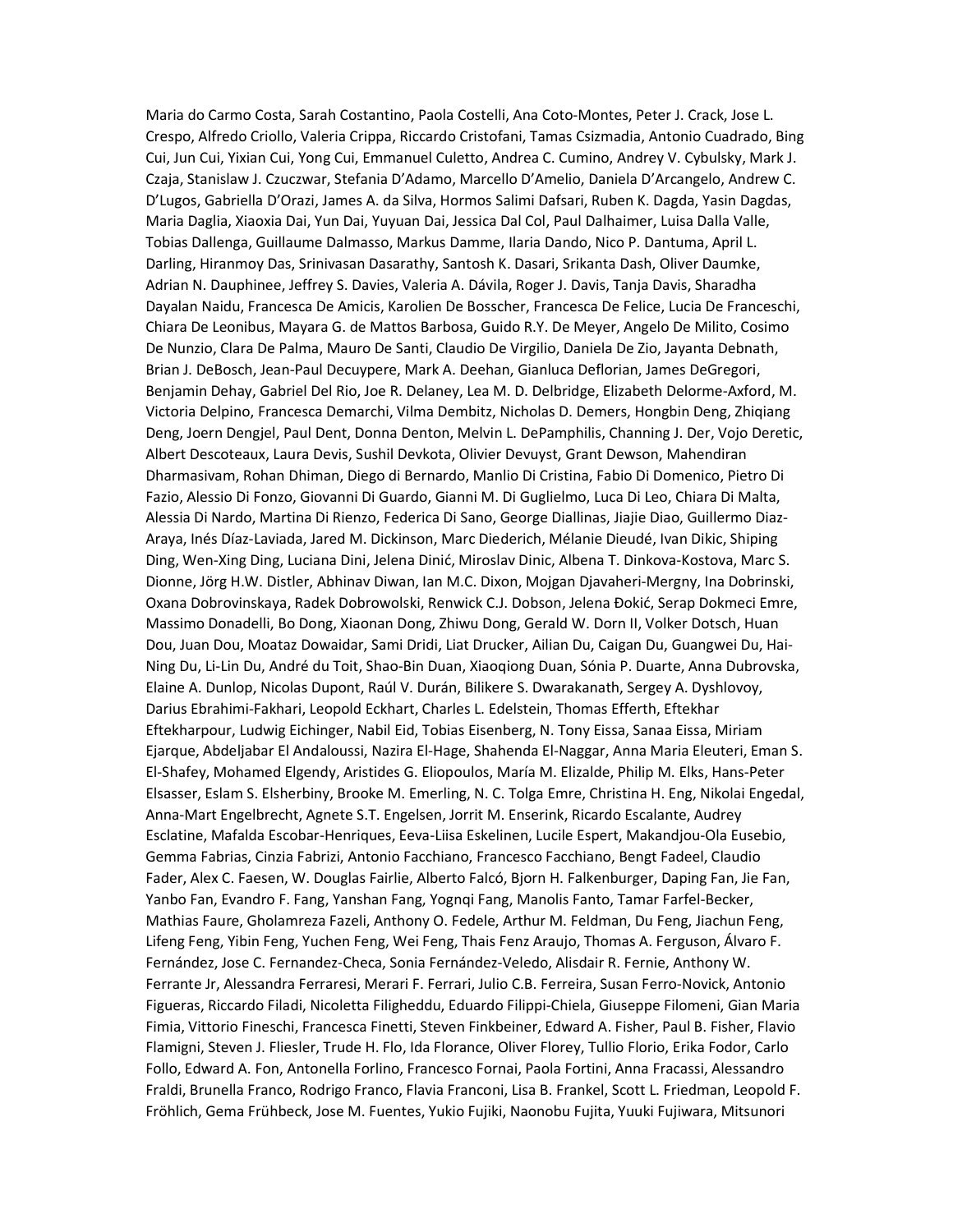Maria do Carmo Costa, Sarah Costantino, Paola Costelli, Ana Coto-Montes, Peter J. Crack, Jose L. Crespo, Alfredo Criollo, Valeria Crippa, Riccardo Cristofani, Tamas Csizmadia, Antonio Cuadrado, Bing Cui, Jun Cui, Yixian Cui, Yong Cui, Emmanuel Culetto, Andrea C. Cumino, Andrey V. Cybulsky, Mark J. Czaja, Stanislaw J. Czuczwar, Stefania D'Adamo, Marcello D'Amelio, Daniela D'Arcangelo, Andrew C. D'Lugos, Gabriella D'Orazi, James A. da Silva, Hormos Salimi Dafsari, Ruben K. Dagda, Yasin Dagdas, Maria Daglia, Xiaoxia Dai, Yun Dai, Yuyuan Dai, Jessica Dal Col, Paul Dalhaimer, Luisa Dalla Valle, Tobias Dallenga, Guillaume Dalmasso, Markus Damme, Ilaria Dando, Nico P. Dantuma, April L. Darling, Hiranmoy Das, Srinivasan Dasarathy, Santosh K. Dasari, Srikanta Dash, Oliver Daumke, Adrian N. Dauphinee, Jeffrey S. Davies, Valeria A. Dávila, Roger J. Davis, Tanja Davis, Sharadha Dayalan Naidu, Francesca De Amicis, Karolien De Bosscher, Francesca De Felice, Lucia De Franceschi, Chiara De Leonibus, Mayara G. de Mattos Barbosa, Guido R.Y. De Meyer, Angelo De Milito, Cosimo De Nunzio, Clara De Palma, Mauro De Santi, Claudio De Virgilio, Daniela De Zio, Jayanta Debnath, Brian J. DeBosch, Jean-Paul Decuypere, Mark A. Deehan, Gianluca Deflorian, James DeGregori, Benjamin Dehay, Gabriel Del Rio, Joe R. Delaney, Lea M. D. Delbridge, Elizabeth Delorme-Axford, M. Victoria Delpino, Francesca Demarchi, Vilma Dembitz, Nicholas D. Demers, Hongbin Deng, Zhiqiang Deng, Joern Dengjel, Paul Dent, Donna Denton, Melvin L. DePamphilis, Channing J. Der, Vojo Deretic, Albert Descoteaux, Laura Devis, Sushil Devkota, Olivier Devuyst, Grant Dewson, Mahendiran Dharmasivam, Rohan Dhiman, Diego di Bernardo, Manlio Di Cristina, Fabio Di Domenico, Pietro Di Fazio, Alessio Di Fonzo, Giovanni Di Guardo, Gianni M. Di Guglielmo, Luca Di Leo, Chiara Di Malta, Alessia Di Nardo, Martina Di Rienzo, Federica Di Sano, George Diallinas, Jiajie Diao, Guillermo Diaz-Araya, Inés Díaz-Laviada, Jared M. Dickinson, Marc Diederich, Mélanie Dieudé, Ivan Dikic, Shiping Ding, Wen-Xing Ding, Luciana Dini, Jelena Dinić, Miroslav Dinic, Albena T. Dinkova-Kostova, Marc S. Dionne, Jörg H.W. Distler, Abhinav Diwan, Ian M.C. Dixon, Mojgan Djavaheri-Mergny, Ina Dobrinski, Oxana Dobrovinskaya, Radek Dobrowolski, Renwick C.J. Dobson, Jelena Đokić, Serap Dokmeci Emre, Massimo Donadelli, Bo Dong, Xiaonan Dong, Zhiwu Dong, Gerald W. Dorn II, Volker Dotsch, Huan Dou, Juan Dou, Moataz Dowaidar, Sami Dridi, Liat Drucker, Ailian Du, Caigan Du, Guangwei Du, Hai-Ning Du, Li-Lin Du, André du Toit, Shao-Bin Duan, Xiaoqiong Duan, Sónia P. Duarte, Anna Dubrovska, Elaine A. Dunlop, Nicolas Dupont, Raúl V. Durán, Bilikere S. Dwarakanath, Sergey A. Dyshlovoy, Darius Ebrahimi-Fakhari, Leopold Eckhart, Charles L. Edelstein, Thomas Efferth, Eftekhar Eftekharpour, Ludwig Eichinger, Nabil Eid, Tobias Eisenberg, N. Tony Eissa, Sanaa Eissa, Miriam Ejarque, Abdeljabar El Andaloussi, Nazira El-Hage, Shahenda El-Naggar, Anna Maria Eleuteri, Eman S. El-Shafey, Mohamed Elgendy, Aristides G. Eliopoulos, María M. Elizalde, Philip M. Elks, Hans-Peter Elsasser, Eslam S. Elsherbiny, Brooke M. Emerling, N. C. Tolga Emre, Christina H. Eng, Nikolai Engedal, Anna-Mart Engelbrecht, Agnete S.T. Engelsen, Jorrit M. Enserink, Ricardo Escalante, Audrey Esclatine, Mafalda Escobar-Henriques, Eeva-Liisa Eskelinen, Lucile Espert, Makandjou-Ola Eusebio, Gemma Fabrias, Cinzia Fabrizi, Antonio Facchiano, Francesco Facchiano, Bengt Fadeel, Claudio Fader, Alex C. Faesen, W. Douglas Fairlie, Alberto Falcó, Bjorn H. Falkenburger, Daping Fan, Jie Fan, Yanbo Fan, Evandro F. Fang, Yanshan Fang, Yognqi Fang, Manolis Fanto, Tamar Farfel-Becker, Mathias Faure, Gholamreza Fazeli, Anthony O. Fedele, Arthur M. Feldman, Du Feng, Jiachun Feng, Lifeng Feng, Yibin Feng, Yuchen Feng, Wei Feng, Thais Fenz Araujo, Thomas A. Ferguson, Álvaro F. Fernández, Jose C. Fernandez-Checa, Sonia Fernández-Veledo, Alisdair R. Fernie, Anthony W. Ferrante Jr, Alessandra Ferraresi, Merari F. Ferrari, Julio C.B. Ferreira, Susan Ferro-Novick, Antonio Figueras, Riccardo Filadi, Nicoletta Filigheddu, Eduardo Filippi-Chiela, Giuseppe Filomeni, Gian Maria Fimia, Vittorio Fineschi, Francesca Finetti, Steven Finkbeiner, Edward A. Fisher, Paul B. Fisher, Flavio Flamigni, Steven J. Fliesler, Trude H. Flo, Ida Florance, Oliver Florey, Tullio Florio, Erika Fodor, Carlo Follo, Edward A. Fon, Antonella Forlino, Francesco Fornai, Paola Fortini, Anna Fracassi, Alessandro Fraldi, Brunella Franco, Rodrigo Franco, Flavia Franconi, Lisa B. Frankel, Scott L. Friedman, Leopold F. Fröhlich, Gema Frühbeck, Jose M. Fuentes, Yukio Fujiki, Naonobu Fujita, Yuuki Fujiwara, Mitsunori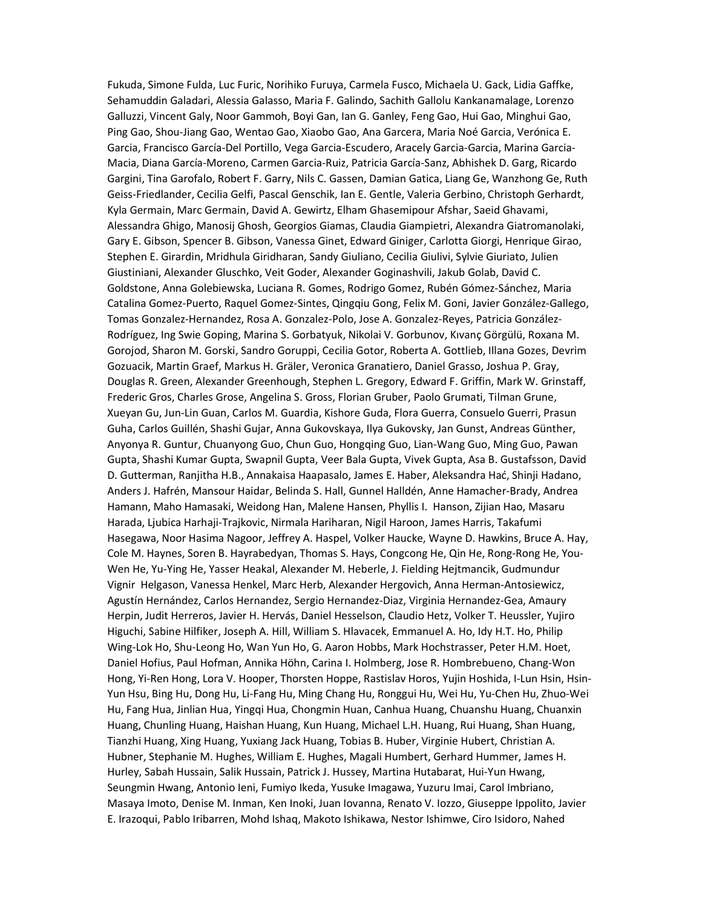Fukuda, Simone Fulda, Luc Furic, Norihiko Furuya, Carmela Fusco, Michaela U. Gack, Lidia Gaffke, Sehamuddin Galadari, Alessia Galasso, Maria F. Galindo, Sachith Gallolu Kankanamalage, Lorenzo Galluzzi, Vincent Galy, Noor Gammoh, Boyi Gan, Ian G. Ganley, Feng Gao, Hui Gao, Minghui Gao, Ping Gao, Shou-Jiang Gao, Wentao Gao, Xiaobo Gao, Ana Garcera, Maria Noé Garcia, Verónica E. Garcia, Francisco García-Del Portillo, Vega Garcia-Escudero, Aracely Garcia-Garcia, Marina Garcia-Macia, Diana García-Moreno, Carmen Garcia-Ruiz, Patricia García-Sanz, Abhishek D. Garg, Ricardo Gargini, Tina Garofalo, Robert F. Garry, Nils C. Gassen, Damian Gatica, Liang Ge, Wanzhong Ge, Ruth Geiss-Friedlander, Cecilia Gelfi, Pascal Genschik, Ian E. Gentle, Valeria Gerbino, Christoph Gerhardt, Kyla Germain, Marc Germain, David A. Gewirtz, Elham Ghasemipour Afshar, Saeid Ghavami, Alessandra Ghigo, Manosij Ghosh, Georgios Giamas, Claudia Giampietri, Alexandra Giatromanolaki, Gary E. Gibson, Spencer B. Gibson, Vanessa Ginet, Edward Giniger, Carlotta Giorgi, Henrique Girao, Stephen E. Girardin, Mridhula Giridharan, Sandy Giuliano, Cecilia Giulivi, Sylvie Giuriato, Julien Giustiniani, Alexander Gluschko, Veit Goder, Alexander Goginashvili, Jakub Golab, David C. Goldstone, Anna Golebiewska, Luciana R. Gomes, Rodrigo Gomez, Rubén Gómez-Sánchez, Maria Catalina Gomez-Puerto, Raquel Gomez-Sintes, Qingqiu Gong, Felix M. Goni, Javier González-Gallego, Tomas Gonzalez-Hernandez, Rosa A. Gonzalez-Polo, Jose A. Gonzalez-Reyes, Patricia González-Rodríguez, Ing Swie Goping, Marina S. Gorbatyuk, Nikolai V. Gorbunov, Kıvanç Görgülü, Roxana M. Gorojod, Sharon M. Gorski, Sandro Goruppi, Cecilia Gotor, Roberta A. Gottlieb, Illana Gozes, Devrim Gozuacik, Martin Graef, Markus H. Gräler, Veronica Granatiero, Daniel Grasso, Joshua P. Gray, Douglas R. Green, Alexander Greenhough, Stephen L. Gregory, Edward F. Griffin, Mark W. Grinstaff, Frederic Gros, Charles Grose, Angelina S. Gross, Florian Gruber, Paolo Grumati, Tilman Grune, Xueyan Gu, Jun-Lin Guan, Carlos M. Guardia, Kishore Guda, Flora Guerra, Consuelo Guerri, Prasun Guha, Carlos Guillén, Shashi Gujar, Anna Gukovskaya, Ilya Gukovsky, Jan Gunst, Andreas Günther, Anyonya R. Guntur, Chuanyong Guo, Chun Guo, Hongqing Guo, Lian-Wang Guo, Ming Guo, Pawan Gupta, Shashi Kumar Gupta, Swapnil Gupta, Veer Bala Gupta, Vivek Gupta, Asa B. Gustafsson, David D. Gutterman, Ranjitha H.B., Annakaisa Haapasalo, James E. Haber, Aleksandra Hać, Shinji Hadano, Anders J. Hafrén, Mansour Haidar, Belinda S. Hall, Gunnel Halldén, Anne Hamacher-Brady, Andrea Hamann, Maho Hamasaki, Weidong Han, Malene Hansen, Phyllis I. Hanson, Zijian Hao, Masaru Harada, Ljubica Harhaji-Trajkovic, Nirmala Hariharan, Nigil Haroon, James Harris, Takafumi Hasegawa, Noor Hasima Nagoor, Jeffrey A. Haspel, Volker Haucke, Wayne D. Hawkins, Bruce A. Hay, Cole M. Haynes, Soren B. Hayrabedyan, Thomas S. Hays, Congcong He, Qin He, Rong-Rong He, You-Wen He, Yu-Ying He, Yasser Heakal, Alexander M. Heberle, J. Fielding Hejtmancik, Gudmundur Vignir Helgason, Vanessa Henkel, Marc Herb, Alexander Hergovich, Anna Herman-Antosiewicz, Agustín Hernández, Carlos Hernandez, Sergio Hernandez-Diaz, Virginia Hernandez-Gea, Amaury Herpin, Judit Herreros, Javier H. Hervás, Daniel Hesselson, Claudio Hetz, Volker T. Heussler, Yujiro Higuchi, Sabine Hilfiker, Joseph A. Hill, William S. Hlavacek, Emmanuel A. Ho, Idy H.T. Ho, Philip Wing-Lok Ho, Shu-Leong Ho, Wan Yun Ho, G. Aaron Hobbs, Mark Hochstrasser, Peter H.M. Hoet, Daniel Hofius, Paul Hofman, Annika Höhn, Carina I. Holmberg, Jose R. Hombrebueno, Chang-Won Hong, Yi-Ren Hong, Lora V. Hooper, Thorsten Hoppe, Rastislav Horos, Yujin Hoshida, I-Lun Hsin, Hsin-Yun Hsu, Bing Hu, Dong Hu, Li-Fang Hu, Ming Chang Hu, Ronggui Hu, Wei Hu, Yu-Chen Hu, Zhuo-Wei Hu, Fang Hua, Jinlian Hua, Yingqi Hua, Chongmin Huan, Canhua Huang, Chuanshu Huang, Chuanxin Huang, Chunling Huang, Haishan Huang, Kun Huang, Michael L.H. Huang, Rui Huang, Shan Huang, Tianzhi Huang, Xing Huang, Yuxiang Jack Huang, Tobias B. Huber, Virginie Hubert, Christian A. Hubner, Stephanie M. Hughes, William E. Hughes, Magali Humbert, Gerhard Hummer, James H. Hurley, Sabah Hussain, Salik Hussain, Patrick J. Hussey, Martina Hutabarat, Hui-Yun Hwang, Seungmin Hwang, Antonio Ieni, Fumiyo Ikeda, Yusuke Imagawa, Yuzuru Imai, Carol Imbriano, Masaya Imoto, Denise M. Inman, Ken Inoki, Juan Iovanna, Renato V. Iozzo, Giuseppe Ippolito, Javier E. Irazoqui, Pablo Iribarren, Mohd Ishaq, Makoto Ishikawa, Nestor Ishimwe, Ciro Isidoro, Nahed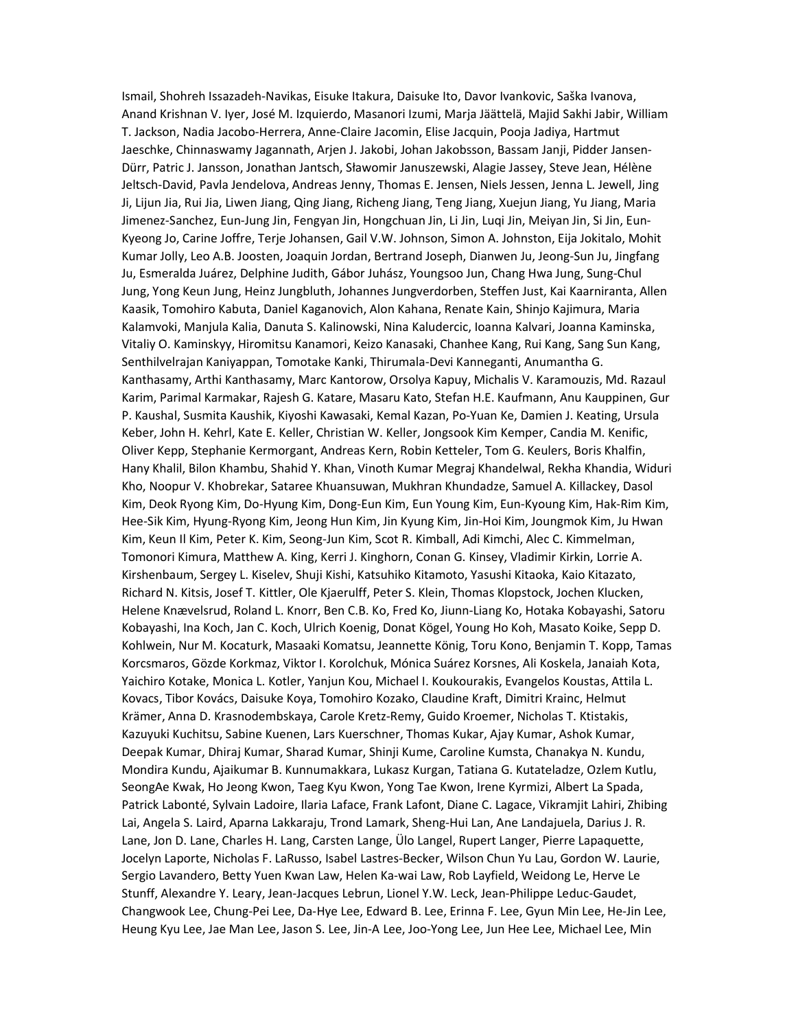Ismail, Shohreh Issazadeh-Navikas, Eisuke Itakura, Daisuke Ito, Davor Ivankovic, Saška Ivanova, Anand Krishnan V. Iyer, José M. Izquierdo, Masanori Izumi, Marja Jäättelä, Majid Sakhi Jabir, William T. Jackson, Nadia Jacobo-Herrera, Anne-Claire Jacomin, Elise Jacquin, Pooja Jadiya, Hartmut Jaeschke, Chinnaswamy Jagannath, Arjen J. Jakobi, Johan Jakobsson, Bassam Janji, Pidder Jansen-Dürr, Patric J. Jansson, Jonathan Jantsch, Sławomir Januszewski, Alagie Jassey, Steve Jean, Hélène Jeltsch-David, Pavla Jendelova, Andreas Jenny, Thomas E. Jensen, Niels Jessen, Jenna L. Jewell, Jing Ji, Lijun Jia, Rui Jia, Liwen Jiang, Qing Jiang, Richeng Jiang, Teng Jiang, Xuejun Jiang, Yu Jiang, Maria Jimenez-Sanchez, Eun-Jung Jin, Fengyan Jin, Hongchuan Jin, Li Jin, Luqi Jin, Meiyan Jin, Si Jin, Eun-Kyeong Jo, Carine Joffre, Terje Johansen, Gail V.W. Johnson, Simon A. Johnston, Eija Jokitalo, Mohit Kumar Jolly, Leo A.B. Joosten, Joaquin Jordan, Bertrand Joseph, Dianwen Ju, Jeong-Sun Ju, Jingfang Ju, Esmeralda Juárez, Delphine Judith, Gábor Juhász, Youngsoo Jun, Chang Hwa Jung, Sung-Chul Jung, Yong Keun Jung, Heinz Jungbluth, Johannes Jungverdorben, Steffen Just, Kai Kaarniranta, Allen Kaasik, Tomohiro Kabuta, Daniel Kaganovich, Alon Kahana, Renate Kain, Shinjo Kajimura, Maria Kalamvoki, Manjula Kalia, Danuta S. Kalinowski, Nina Kaludercic, Ioanna Kalvari, Joanna Kaminska, Vitaliy O. Kaminskyy, Hiromitsu Kanamori, Keizo Kanasaki, Chanhee Kang, Rui Kang, Sang Sun Kang, Senthilvelrajan Kaniyappan, Tomotake Kanki, Thirumala-Devi Kanneganti, Anumantha G. Kanthasamy, Arthi Kanthasamy, Marc Kantorow, Orsolya Kapuy, Michalis V. Karamouzis, Md. Razaul Karim, Parimal Karmakar, Rajesh G. Katare, Masaru Kato, Stefan H.E. Kaufmann, Anu Kauppinen, Gur P. Kaushal, Susmita Kaushik, Kiyoshi Kawasaki, Kemal Kazan, Po-Yuan Ke, Damien J. Keating, Ursula Keber, John H. Kehrl, Kate E. Keller, Christian W. Keller, Jongsook Kim Kemper, Candia M. Kenific, Oliver Kepp, Stephanie Kermorgant, Andreas Kern, Robin Ketteler, Tom G. Keulers, Boris Khalfin, Hany Khalil, Bilon Khambu, Shahid Y. Khan, Vinoth Kumar Megraj Khandelwal, Rekha Khandia, Widuri Kho, Noopur V. Khobrekar, Sataree Khuansuwan, Mukhran Khundadze, Samuel A. Killackey, Dasol Kim, Deok Ryong Kim, Do-Hyung Kim, Dong-Eun Kim, Eun Young Kim, Eun-Kyoung Kim, Hak-Rim Kim, Hee-Sik Kim, Hyung-Ryong Kim, Jeong Hun Kim, Jin Kyung Kim, Jin-Hoi Kim, Joungmok Kim, Ju Hwan Kim, Keun Il Kim, Peter K. Kim, Seong-Jun Kim, Scot R. Kimball, Adi Kimchi, Alec C. Kimmelman, Tomonori Kimura, Matthew A. King, Kerri J. Kinghorn, Conan G. Kinsey, Vladimir Kirkin, Lorrie A. Kirshenbaum, Sergey L. Kiselev, Shuji Kishi, Katsuhiko Kitamoto, Yasushi Kitaoka, Kaio Kitazato, Richard N. Kitsis, Josef T. Kittler, Ole Kjaerulff, Peter S. Klein, Thomas Klopstock, Jochen Klucken, Helene Knævelsrud, Roland L. Knorr, Ben C.B. Ko, Fred Ko, Jiunn-Liang Ko, Hotaka Kobayashi, Satoru Kobayashi, Ina Koch, Jan C. Koch, Ulrich Koenig, Donat Kögel, Young Ho Koh, Masato Koike, Sepp D. Kohlwein, Nur M. Kocaturk, Masaaki Komatsu, Jeannette König, Toru Kono, Benjamin T. Kopp, Tamas Korcsmaros, Gözde Korkmaz, Viktor I. Korolchuk, Mónica Suárez Korsnes, Ali Koskela, Janaiah Kota, Yaichiro Kotake, Monica L. Kotler, Yanjun Kou, Michael I. Koukourakis, Evangelos Koustas, Attila L. Kovacs, Tibor Kovács, Daisuke Koya, Tomohiro Kozako, Claudine Kraft, Dimitri Krainc, Helmut Krämer, Anna D. Krasnodembskaya, Carole Kretz-Remy, Guido Kroemer, Nicholas T. Ktistakis, Kazuyuki Kuchitsu, Sabine Kuenen, Lars Kuerschner, Thomas Kukar, Ajay Kumar, Ashok Kumar, Deepak Kumar, Dhiraj Kumar, Sharad Kumar, Shinji Kume, Caroline Kumsta, Chanakya N. Kundu, Mondira Kundu, Ajaikumar B. Kunnumakkara, Lukasz Kurgan, Tatiana G. Kutateladze, Ozlem Kutlu, SeongAe Kwak, Ho Jeong Kwon, Taeg Kyu Kwon, Yong Tae Kwon, Irene Kyrmizi, Albert La Spada, Patrick Labonté, Sylvain Ladoire, Ilaria Laface, Frank Lafont, Diane C. Lagace, Vikramjit Lahiri, Zhibing Lai, Angela S. Laird, Aparna Lakkaraju, Trond Lamark, Sheng-Hui Lan, Ane Landajuela, Darius J. R. Lane, Jon D. Lane, Charles H. Lang, Carsten Lange, Ülo Langel, Rupert Langer, Pierre Lapaquette, Jocelyn Laporte, Nicholas F. LaRusso, Isabel Lastres-Becker, Wilson Chun Yu Lau, Gordon W. Laurie, Sergio Lavandero, Betty Yuen Kwan Law, Helen Ka-wai Law, Rob Layfield, Weidong Le, Herve Le Stunff, Alexandre Y. Leary, Jean-Jacques Lebrun, Lionel Y.W. Leck, Jean-Philippe Leduc-Gaudet, Changwook Lee, Chung-Pei Lee, Da-Hye Lee, Edward B. Lee, Erinna F. Lee, Gyun Min Lee, He-Jin Lee, Heung Kyu Lee, Jae Man Lee, Jason S. Lee, Jin-A Lee, Joo-Yong Lee, Jun Hee Lee, Michael Lee, Min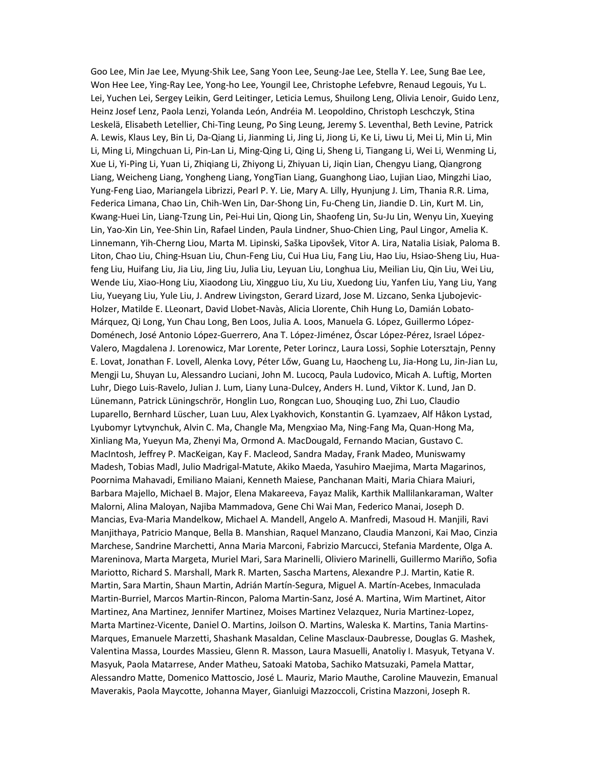Goo Lee, Min Jae Lee, Myung-Shik Lee, Sang Yoon Lee, Seung-Jae Lee, Stella Y. Lee, Sung Bae Lee, Won Hee Lee, Ying-Ray Lee, Yong-ho Lee, Youngil Lee, Christophe Lefebvre, Renaud Legouis, Yu L. Lei, Yuchen Lei, Sergey Leikin, Gerd Leitinger, Leticia Lemus, Shuilong Leng, Olivia Lenoir, Guido Lenz, Heinz Josef Lenz, Paola Lenzi, Yolanda León, Andréia M. Leopoldino, Christoph Leschczyk, Stina Leskelä, Elisabeth Letellier, Chi-Ting Leung, Po Sing Leung, Jeremy S. Leventhal, Beth Levine, Patrick A. Lewis, Klaus Ley, Bin Li, Da-Qiang Li, Jianming Li, Jing Li, Jiong Li, Ke Li, Liwu Li, Mei Li, Min Li, Min Li, Ming Li, Mingchuan Li, Pin-Lan Li, Ming-Qing Li, Qing Li, Sheng Li, Tiangang Li, Wei Li, Wenming Li, Xue Li, Yi-Ping Li, Yuan Li, Zhiqiang Li, Zhiyong Li, Zhiyuan Li, Jiqin Lian, Chengyu Liang, Qiangrong Liang, Weicheng Liang, Yongheng Liang, YongTian Liang, Guanghong Liao, Lujian Liao, Mingzhi Liao, Yung-Feng Liao, Mariangela Librizzi, Pearl P. Y. Lie, Mary A. Lilly, Hyunjung J. Lim, Thania R.R. Lima, Federica Limana, Chao Lin, Chih-Wen Lin, Dar-Shong Lin, Fu-Cheng Lin, Jiandie D. Lin, Kurt M. Lin, Kwang-Huei Lin, Liang-Tzung Lin, Pei-Hui Lin, Qiong Lin, Shaofeng Lin, Su-Ju Lin, Wenyu Lin, Xueying Lin, Yao-Xin Lin, Yee-Shin Lin, Rafael Linden, Paula Lindner, Shuo-Chien Ling, Paul Lingor, Amelia K. Linnemann, Yih-Cherng Liou, Marta M. Lipinski, Saška Lipovšek, Vitor A. Lira, Natalia Lisiak, Paloma B. Liton, Chao Liu, Ching-Hsuan Liu, Chun-Feng Liu, Cui Hua Liu, Fang Liu, Hao Liu, Hsiao-Sheng Liu, Hua-feng Liu, Huifang Liu, Jia Liu, Jing Liu, Julia Liu, Leyuan Liu, Longhua Liu, Meilian Liu, Qin Liu, Wei Liu, Wende Liu, Xiao-Hong Liu, Xiaodong Liu, Xingguo Liu, Xu Liu, Xuedong Liu, Yanfen Liu, Yang Liu, Yang Liu, Yueyang Liu, Yule Liu, J. Andrew Livingston, Gerard Lizard, Jose M. Lizcano, Senka Ljubojevic-Holzer, Matilde E. LLeonart, David Llobet-Navàs, Alicia Llorente, Chih Hung Lo, Damián Lobato-Márquez, Qi Long, Yun Chau Long, Ben Loos, Julia A. Loos, Manuela G. López, Guillermo López-Doménech, José Antonio López-Guerrero, Ana T. López-Jiménez, Óscar López-Pérez, Israel López-Valero, Magdalena J. Lorenowicz, Mar Lorente, Peter Lorincz, Laura Lossi, Sophie Lotersztajn, Penny E. Lovat, Jonathan F. Lovell, Alenka Lovy, Péter Lőw, Guang Lu, Haocheng Lu, Jia-Hong Lu, Jin-Jian Lu, Mengji Lu, Shuyan Lu, Alessandro Luciani, John M. Lucocq, Paula Ludovico, Micah A. Luftig, Morten Luhr, Diego Luis-Ravelo, Julian J. Lum, Liany Luna-Dulcey, Anders H. Lund, Viktor K. Lund, Jan D. Lünemann, Patrick Lüningschrör, Honglin Luo, Rongcan Luo, Shouqing Luo, Zhi Luo, Claudio Luparello, Bernhard Lüscher, Luan Luu, Alex Lyakhovich, Konstantin G. Lyamzaev, Alf Håkon Lystad, Lyubomyr Lytvynchuk, Alvin C. Ma, Changle Ma, Mengxiao Ma, Ning-Fang Ma, Quan-Hong Ma, Xinliang Ma, Yueyun Ma, Zhenyi Ma, Ormond A. MacDougald, Fernando Macian, Gustavo C. MacIntosh, Jeffrey P. MacKeigan, Kay F. Macleod, Sandra Maday, Frank Madeo, Muniswamy Madesh, Tobias Madl, Julio Madrigal-Matute, Akiko Maeda, Yasuhiro Maejima, Marta Magarinos, Poornima Mahavadi, Emiliano Maiani, Kenneth Maiese, Panchanan Maiti, Maria Chiara Maiuri, Barbara Majello, Michael B. Major, Elena Makareeva, Fayaz Malik, Karthik Mallilankaraman, Walter Malorni, Alina Maloyan, Najiba Mammadova, Gene Chi Wai Man, Federico Manai, Joseph D. Mancias, Eva-Maria Mandelkow, Michael A. Mandell, Angelo A. Manfredi, Masoud H. Manjili, Ravi Manjithaya, Patricio Manque, Bella B. Manshian, Raquel Manzano, Claudia Manzoni, Kai Mao, Cinzia Marchese, Sandrine Marchetti, Anna Maria Marconi, Fabrizio Marcucci, Stefania Mardente, Olga A. Mareninova, Marta Margeta, Muriel Mari, Sara Marinelli, Oliviero Marinelli, Guillermo Mariño, Sofia Mariotto, Richard S. Marshall, Mark R. Marten, Sascha Martens, Alexandre P.J. Martin, Katie R. Martin, Sara Martin, Shaun Martin, Adrián Martín-Segura, Miguel A. Martín-Acebes, Inmaculada Martin-Burriel, Marcos Martin-Rincon, Paloma Martin-Sanz, José A. Martina, Wim Martinet, Aitor Martinez, Ana Martinez, Jennifer Martinez, Moises Martinez Velazquez, Nuria Martinez-Lopez, Marta Martinez-Vicente, Daniel O. Martins, Joilson O. Martins, Waleska K. Martins, Tania Martins-Marques, Emanuele Marzetti, Shashank Masaldan, Celine Masclaux-Daubresse, Douglas G. Mashek, Valentina Massa, Lourdes Massieu, Glenn R. Masson, Laura Masuelli, Anatoliy I. Masyuk, Tetyana V. Masyuk, Paola Matarrese, Ander Matheu, Satoaki Matoba, Sachiko Matsuzaki, Pamela Mattar, Alessandro Matte, Domenico Mattoscio, José L. Mauriz, Mario Mauthe, Caroline Mauvezin, Emanual Maverakis, Paola Maycotte, Johanna Mayer, Gianluigi Mazzoccoli, Cristina Mazzoni, Joseph R.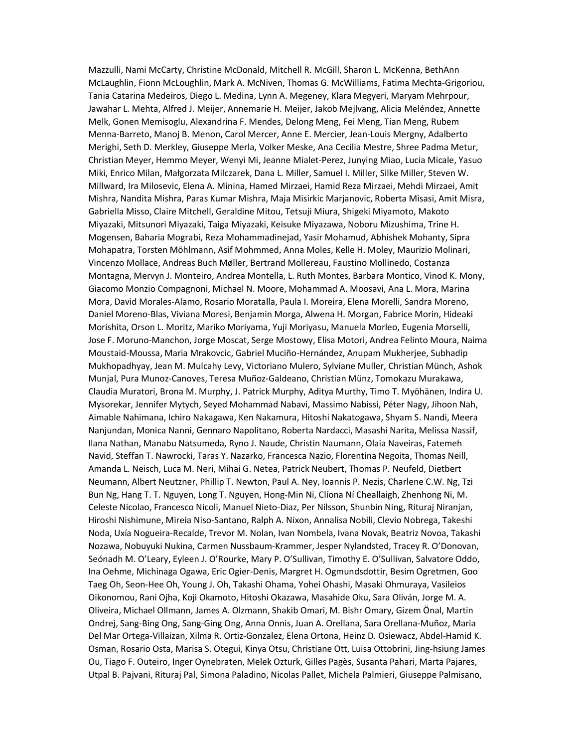Mazzulli, Nami McCarty, Christine McDonald, Mitchell R. McGill, Sharon L. McKenna, BethAnn McLaughlin, Fionn McLoughlin, Mark A. McNiven, Thomas G. McWilliams, Fatima Mechta-Grigoriou, Tania Catarina Medeiros, Diego L. Medina, Lynn A. Megeney, Klara Megyeri, Maryam Mehrpour, Jawahar L. Mehta, Alfred J. Meijer, Annemarie H. Meijer, Jakob Mejlvang, Alicia Meléndez, Annette Melk, Gonen Memisoglu, Alexandrina F. Mendes, Delong Meng, Fei Meng, Tian Meng, Rubem Menna-Barreto, Manoj B. Menon, Carol Mercer, Anne E. Mercier, Jean-Louis Mergny, Adalberto Merighi, Seth D. Merkley, Giuseppe Merla, Volker Meske, Ana Cecilia Mestre, Shree Padma Metur, Christian Meyer, Hemmo Meyer, Wenyi Mi, Jeanne Mialet-Perez, Junying Miao, Lucia Micale, Yasuo Miki, Enrico Milan, Małgorzata Milczarek, Dana L. Miller, Samuel I. Miller, Silke Miller, Steven W. Millward, Ira Milosevic, Elena A. Minina, Hamed Mirzaei, Hamid Reza Mirzaei, Mehdi Mirzaei, Amit Mishra, Nandita Mishra, Paras Kumar Mishra, Maja Misirkic Marjanovic, Roberta Misasi, Amit Misra, Gabriella Misso, Claire Mitchell, Geraldine Mitou, Tetsuji Miura, Shigeki Miyamoto, Makoto Miyazaki, Mitsunori Miyazaki, Taiga Miyazaki, Keisuke Miyazawa, Noboru Mizushima, Trine H. Mogensen, Baharia Mograbi, Reza Mohammadinejad, Yasir Mohamud, Abhishek Mohanty, Sipra Mohapatra, Torsten Möhlmann, Asif Mohmmed, Anna Moles, Kelle H. Moley, Maurizio Molinari, Vincenzo Mollace, Andreas Buch Møller, Bertrand Mollereau, Faustino Mollinedo, Costanza Montagna, Mervyn J. Monteiro, Andrea Montella, L. Ruth Montes, Barbara Montico, Vinod K. Mony, Giacomo Monzio Compagnoni, Michael N. Moore, Mohammad A. Moosavi, Ana L. Mora, Marina Mora, David Morales-Alamo, Rosario Moratalla, Paula I. Moreira, Elena Morelli, Sandra Moreno, Daniel Moreno-Blas, Viviana Moresi, Benjamin Morga, Alwena H. Morgan, Fabrice Morin, Hideaki Morishita, Orson L. Moritz, Mariko Moriyama, Yuji Moriyasu, Manuela Morleo, Eugenia Morselli, Jose F. Moruno-Manchon, Jorge Moscat, Serge Mostowy, Elisa Motori, Andrea Felinto Moura, Naima Moustaid-Moussa, Maria Mrakovcic, Gabriel Muciño-Hernández, Anupam Mukherjee, Subhadip Mukhopadhyay, Jean M. Mulcahy Levy, Victoriano Mulero, Sylviane Muller, Christian Münch, Ashok Munjal, Pura Munoz-Canoves, Teresa Muñoz-Galdeano, Christian Münz, Tomokazu Murakawa, Claudia Muratori, Brona M. Murphy, J. Patrick Murphy, Aditya Murthy, Timo T. Myöhänen, Indira U. Mysorekar, Jennifer Mytych, Seyed Mohammad Nabavi, Massimo Nabissi, Péter Nagy, Jihoon Nah, Aimable Nahimana, Ichiro Nakagawa, Ken Nakamura, Hitoshi Nakatogawa, Shyam S. Nandi, Meera Nanjundan, Monica Nanni, Gennaro Napolitano, Roberta Nardacci, Masashi Narita, Melissa Nassif, Ilana Nathan, Manabu Natsumeda, Ryno J. Naude, Christin Naumann, Olaia Naveiras, Fatemeh Navid, Steffan T. Nawrocki, Taras Y. Nazarko, Francesca Nazio, Florentina Negoita, Thomas Neill, Amanda L. Neisch, Luca M. Neri, Mihai G. Netea, Patrick Neubert, Thomas P. Neufeld, Dietbert Neumann, Albert Neutzner, Phillip T. Newton, Paul A. Ney, Ioannis P. Nezis, Charlene C.W. Ng, Tzi Bun Ng, Hang T. T. Nguyen, Long T. Nguyen, Hong-Min Ni, Clíona Ní Cheallaigh, Zhenhong Ni, M. Celeste Nicolao, Francesco Nicoli, Manuel Nieto-Diaz, Per Nilsson, Shunbin Ning, Rituraj Niranjan, Hiroshi Nishimune, Mireia Niso-Santano, Ralph A. Nixon, Annalisa Nobili, Clevio Nobrega, Takeshi Noda, Uxía Nogueira-Recalde, Trevor M. Nolan, Ivan Nombela, Ivana Novak, Beatriz Novoa, Takashi Nozawa, Nobuyuki Nukina, Carmen Nussbaum-Krammer, Jesper Nylandsted, Tracey R. O'Donovan, Seónadh M. O'Leary, Eyleen J. O'Rourke, Mary P. O'Sullivan, Timothy E. O'Sullivan, Salvatore Oddo, Ina Oehme, Michinaga Ogawa, Eric Ogier-Denis, Margret H. Ogmundsdottir, Besim Ogretmen, Goo Taeg Oh, Seon-Hee Oh, Young J. Oh, Takashi Ohama, Yohei Ohashi, Masaki Ohmuraya, Vasileios Oikonomou, Rani Ojha, Koji Okamoto, Hitoshi Okazawa, Masahide Oku, Sara Oliván, Jorge M. A. Oliveira, Michael Ollmann, James A. Olzmann, Shakib Omari, M. Bishr Omary, Gizem Önal, Martin Ondrej, Sang-Bing Ong, Sang-Ging Ong, Anna Onnis, Juan A. Orellana, Sara Orellana-Muñoz, Maria Del Mar Ortega-Villaizan, Xilma R. Ortiz-Gonzalez, Elena Ortona, Heinz D. Osiewacz, Abdel-Hamid K. Osman, Rosario Osta, Marisa S. Otegui, Kinya Otsu, Christiane Ott, Luisa Ottobrini, Jing-hsiung James Ou, Tiago F. Outeiro, Inger Oynebraten, Melek Ozturk, Gilles Pagès, Susanta Pahari, Marta Pajares, Utpal B. Pajvani, Rituraj Pal, Simona Paladino, Nicolas Pallet, Michela Palmieri, Giuseppe Palmisano,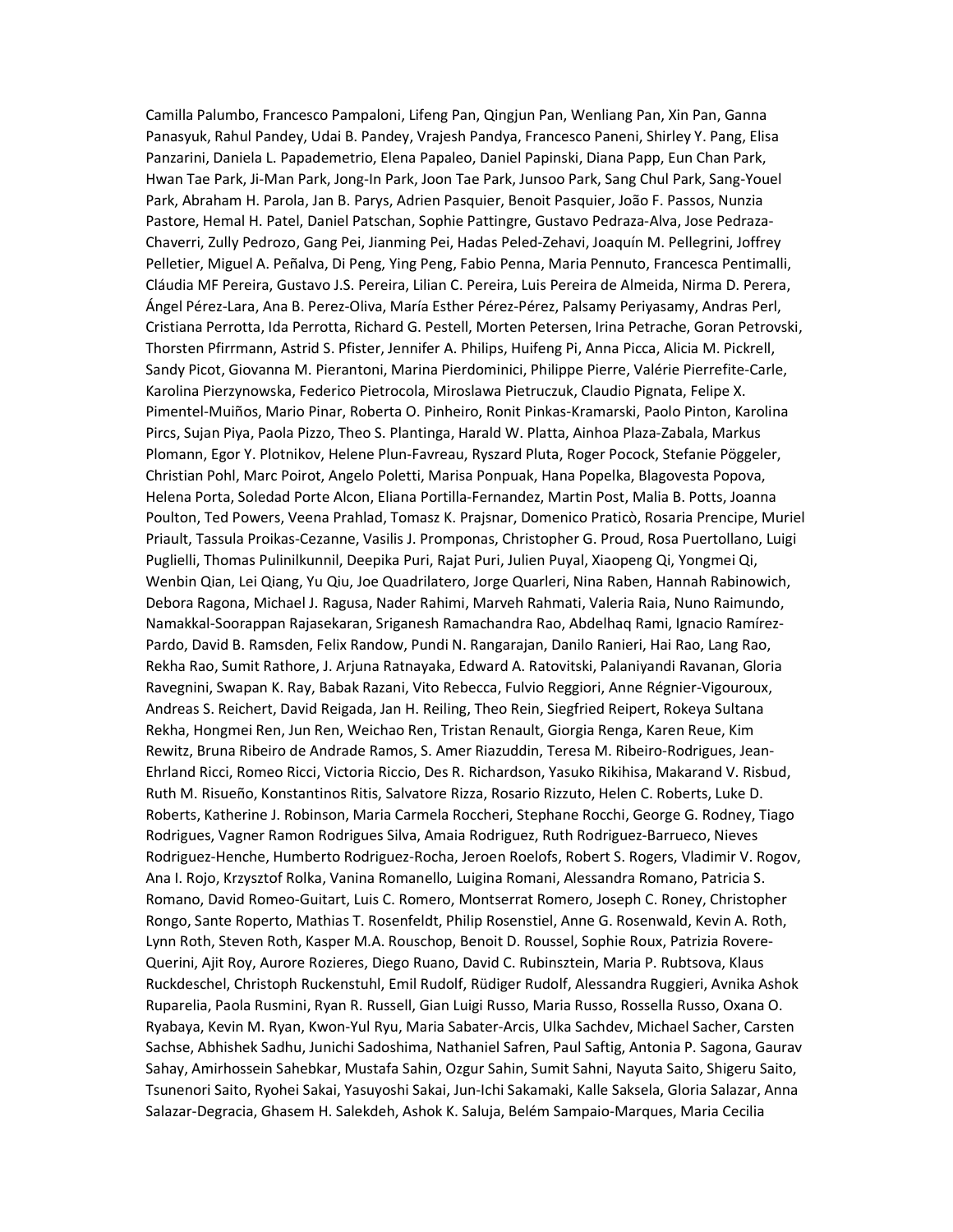Camilla Palumbo, Francesco Pampaloni, Lifeng Pan, Qingjun Pan, Wenliang Pan, Xin Pan, Ganna Panasyuk, Rahul Pandey, Udai B. Pandey, Vrajesh Pandya, Francesco Paneni, Shirley Y. Pang, Elisa Panzarini, Daniela L. Papademetrio, Elena Papaleo, Daniel Papinski, Diana Papp, Eun Chan Park, Hwan Tae Park, Ji-Man Park, Jong-In Park, Joon Tae Park, Junsoo Park, Sang Chul Park, Sang-Youel Park, Abraham H. Parola, Jan B. Parys, Adrien Pasquier, Benoit Pasquier, João F. Passos, Nunzia Pastore, Hemal H. Patel, Daniel Patschan, Sophie Pattingre, Gustavo Pedraza-Alva, Jose Pedraza-Chaverri, Zully Pedrozo, Gang Pei, Jianming Pei, Hadas Peled-Zehavi, Joaquín M. Pellegrini, Joffrey Pelletier, Miguel A. Peñalva, Di Peng, Ying Peng, Fabio Penna, Maria Pennuto, Francesca Pentimalli, Cláudia MF Pereira, Gustavo J.S. Pereira, Lilian C. Pereira, Luis Pereira de Almeida, Nirma D. Perera, Ángel Pérez-Lara, Ana B. Perez-Oliva, María Esther Pérez-Pérez, Palsamy Periyasamy, Andras Perl, Cristiana Perrotta, Ida Perrotta, Richard G. Pestell, Morten Petersen, Irina Petrache, Goran Petrovski, Thorsten Pfirrmann, Astrid S. Pfister, Jennifer A. Philips, Huifeng Pi, Anna Picca, Alicia M. Pickrell, Sandy Picot, Giovanna M. Pierantoni, Marina Pierdominici, Philippe Pierre, Valérie Pierrefite-Carle, Karolina Pierzynowska, Federico Pietrocola, Miroslawa Pietruczuk, Claudio Pignata, Felipe X. Pimentel-Muiños, Mario Pinar, Roberta O. Pinheiro, Ronit Pinkas-Kramarski, Paolo Pinton, Karolina Pircs, Sujan Piya, Paola Pizzo, Theo S. Plantinga, Harald W. Platta, Ainhoa Plaza-Zabala, Markus Plomann, Egor Y. Plotnikov, Helene Plun-Favreau, Ryszard Pluta, Roger Pocock, Stefanie Pöggeler, Christian Pohl, Marc Poirot, Angelo Poletti, Marisa Ponpuak, Hana Popelka, Blagovesta Popova, Helena Porta, Soledad Porte Alcon, Eliana Portilla-Fernandez, Martin Post, Malia B. Potts, Joanna Poulton, Ted Powers, Veena Prahlad, Tomasz K. Prajsnar, Domenico Praticò, Rosaria Prencipe, Muriel Priault, Tassula Proikas-Cezanne, Vasilis J. Promponas, Christopher G. Proud, Rosa Puertollano, Luigi Puglielli, Thomas Pulinilkunnil, Deepika Puri, Rajat Puri, Julien Puyal, Xiaopeng Qi, Yongmei Qi, Wenbin Qian, Lei Qiang, Yu Qiu, Joe Quadrilatero, Jorge Quarleri, Nina Raben, Hannah Rabinowich, Debora Ragona, Michael J. Ragusa, Nader Rahimi, Marveh Rahmati, Valeria Raia, Nuno Raimundo, Namakkal-Soorappan Rajasekaran, Sriganesh Ramachandra Rao, Abdelhaq Rami, Ignacio Ramírez-Pardo, David B. Ramsden, Felix Randow, Pundi N. Rangarajan, Danilo Ranieri, Hai Rao, Lang Rao, Rekha Rao, Sumit Rathore, J. Arjuna Ratnayaka, Edward A. Ratovitski, Palaniyandi Ravanan, Gloria Ravegnini, Swapan K. Ray, Babak Razani, Vito Rebecca, Fulvio Reggiori, Anne Régnier-Vigouroux, Andreas S. Reichert, David Reigada, Jan H. Reiling, Theo Rein, Siegfried Reipert, Rokeya Sultana Rekha, Hongmei Ren, Jun Ren, Weichao Ren, Tristan Renault, Giorgia Renga, Karen Reue, Kim Rewitz, Bruna Ribeiro de Andrade Ramos, S. Amer Riazuddin, Teresa M. Ribeiro-Rodrigues, Jean-Ehrland Ricci, Romeo Ricci, Victoria Riccio, Des R. Richardson, Yasuko Rikihisa, Makarand V. Risbud, Ruth M. Risueño, Konstantinos Ritis, Salvatore Rizza, Rosario Rizzuto, Helen C. Roberts, Luke D. Roberts, Katherine J. Robinson, Maria Carmela Roccheri, Stephane Rocchi, George G. Rodney, Tiago Rodrigues, Vagner Ramon Rodrigues Silva, Amaia Rodriguez, Ruth Rodriguez-Barrueco, Nieves Rodriguez-Henche, Humberto Rodriguez-Rocha, Jeroen Roelofs, Robert S. Rogers, Vladimir V. Rogov, Ana I. Rojo, Krzysztof Rolka, Vanina Romanello, Luigina Romani, Alessandra Romano, Patricia S. Romano, David Romeo-Guitart, Luis C. Romero, Montserrat Romero, Joseph C. Roney, Christopher Rongo, Sante Roperto, Mathias T. Rosenfeldt, Philip Rosenstiel, Anne G. Rosenwald, Kevin A. Roth, Lynn Roth, Steven Roth, Kasper M.A. Rouschop, Benoit D. Roussel, Sophie Roux, Patrizia Rovere-Querini, Ajit Roy, Aurore Rozieres, Diego Ruano, David C. Rubinsztein, Maria P. Rubtsova, Klaus Ruckdeschel, Christoph Ruckenstuhl, Emil Rudolf, Rüdiger Rudolf, Alessandra Ruggieri, Avnika Ashok Ruparelia, Paola Rusmini, Ryan R. Russell, Gian Luigi Russo, Maria Russo, Rossella Russo, Oxana O. Ryabaya, Kevin M. Ryan, Kwon-Yul Ryu, Maria Sabater-Arcis, Ulka Sachdev, Michael Sacher, Carsten Sachse, Abhishek Sadhu, Junichi Sadoshima, Nathaniel Safren, Paul Saftig, Antonia P. Sagona, Gaurav Sahay, Amirhossein Sahebkar, Mustafa Sahin, Ozgur Sahin, Sumit Sahni, Nayuta Saito, Shigeru Saito, Tsunenori Saito, Ryohei Sakai, Yasuyoshi Sakai, Jun-Ichi Sakamaki, Kalle Saksela, Gloria Salazar, Anna Salazar-Degracia, Ghasem H. Salekdeh, Ashok K. Saluja, Belém Sampaio-Marques, Maria Cecilia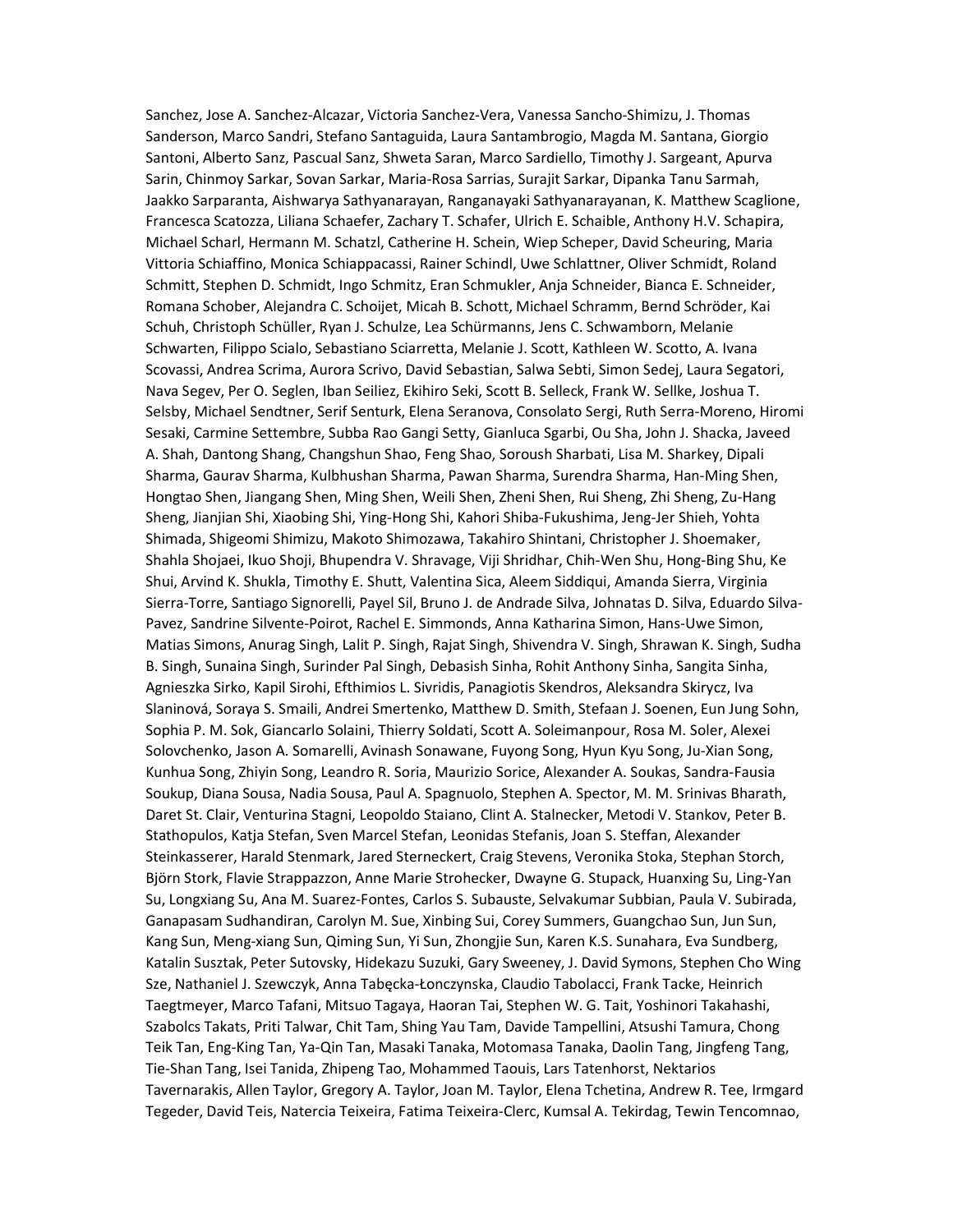Sanchez, Jose A. Sanchez-Alcazar, Victoria Sanchez-Vera, Vanessa Sancho-Shimizu, J. Thomas Sanderson, Marco Sandri, Stefano Santaguida, Laura Santambrogio, Magda M. Santana, Giorgio Santoni, Alberto Sanz, Pascual Sanz, Shweta Saran, Marco Sardiello, Timothy J. Sargeant, Apurva Sarin, Chinmoy Sarkar, Sovan Sarkar, Maria-Rosa Sarrias, Surajit Sarkar, Dipanka Tanu Sarmah, Jaakko Sarparanta, Aishwarya Sathyanarayan, Ranganayaki Sathyanarayanan, K. Matthew Scaglione, Francesca Scatozza, Liliana Schaefer, Zachary T. Schafer, Ulrich E. Schaible, Anthony H.V. Schapira, Michael Scharl, Hermann M. Schatzl, Catherine H. Schein, Wiep Scheper, David Scheuring, Maria Vittoria Schiaffino, Monica Schiappacassi, Rainer Schindl, Uwe Schlattner, Oliver Schmidt, Roland Schmitt, Stephen D. Schmidt, Ingo Schmitz, Eran Schmukler, Anja Schneider, Bianca E. Schneider, Romana Schober, Alejandra C. Schoijet, Micah B. Schott, Michael Schramm, Bernd Schröder, Kai Schuh, Christoph Schüller, Ryan J. Schulze, Lea Schürmanns, Jens C. Schwamborn, Melanie Schwarten, Filippo Scialo, Sebastiano Sciarretta, Melanie J. Scott, Kathleen W. Scotto, A. Ivana Scovassi, Andrea Scrima, Aurora Scrivo, David Sebastian, Salwa Sebti, Simon Sedej, Laura Segatori, Nava Segev, Per O. Seglen, Iban Seiliez, Ekihiro Seki, Scott B. Selleck, Frank W. Sellke, Joshua T. Selsby, Michael Sendtner, Serif Senturk, Elena Seranova, Consolato Sergi, Ruth Serra-Moreno, Hiromi Sesaki, Carmine Settembre, Subba Rao Gangi Setty, Gianluca Sgarbi, Ou Sha, John J. Shacka, Javeed A. Shah, Dantong Shang, Changshun Shao, Feng Shao, Soroush Sharbati, Lisa M. Sharkey, Dipali Sharma, Gaurav Sharma, Kulbhushan Sharma, Pawan Sharma, Surendra Sharma, Han-Ming Shen, Hongtao Shen, Jiangang Shen, Ming Shen, Weili Shen, Zheni Shen, Rui Sheng, Zhi Sheng, Zu-Hang Sheng, Jianjian Shi, Xiaobing Shi, Ying-Hong Shi, Kahori Shiba-Fukushima, Jeng-Jer Shieh, Yohta Shimada, Shigeomi Shimizu, Makoto Shimozawa, Takahiro Shintani, Christopher J. Shoemaker, Shahla Shojaei, Ikuo Shoji, Bhupendra V. Shravage, Viji Shridhar, Chih-Wen Shu, Hong-Bing Shu, Ke Shui, Arvind K. Shukla, Timothy E. Shutt, Valentina Sica, Aleem Siddiqui, Amanda Sierra, Virginia Sierra-Torre, Santiago Signorelli, Payel Sil, Bruno J. de Andrade Silva, Johnatas D. Silva, Eduardo Silva-Pavez, Sandrine Silvente-Poirot, Rachel E. Simmonds, Anna Katharina Simon, Hans-Uwe Simon, Matias Simons, Anurag Singh, Lalit P. Singh, Rajat Singh, Shivendra V. Singh, Shrawan K. Singh, Sudha B. Singh, Sunaina Singh, Surinder Pal Singh, Debasish Sinha, Rohit Anthony Sinha, Sangita Sinha, Agnieszka Sirko, Kapil Sirohi, Efthimios L. Sivridis, Panagiotis Skendros, Aleksandra Skirycz, Iva Slaninová, Soraya S. Smaili, Andrei Smertenko, Matthew D. Smith, Stefaan J. Soenen, Eun Jung Sohn, Sophia P. M. Sok, Giancarlo Solaini, Thierry Soldati, Scott A. Soleimanpour, Rosa M. Soler, Alexei Solovchenko, Jason A. Somarelli, Avinash Sonawane, Fuyong Song, Hyun Kyu Song, Ju-Xian Song, Kunhua Song, Zhiyin Song, Leandro R. Soria, Maurizio Sorice, Alexander A. Soukas, Sandra-Fausia Soukup, Diana Sousa, Nadia Sousa, Paul A. Spagnuolo, Stephen A. Spector, M. M. Srinivas Bharath, Daret St. Clair, Venturina Stagni, Leopoldo Staiano, Clint A. Stalnecker, Metodi V. Stankov, Peter B. Stathopulos, Katja Stefan, Sven Marcel Stefan, Leonidas Stefanis, Joan S. Steffan, Alexander Steinkasserer, Harald Stenmark, Jared Sterneckert, Craig Stevens, Veronika Stoka, Stephan Storch, Björn Stork, Flavie Strappazzon, Anne Marie Strohecker, Dwayne G. Stupack, Huanxing Su, Ling-Yan Su, Longxiang Su, Ana M. Suarez-Fontes, Carlos S. Subauste, Selvakumar Subbian, Paula V. Subirada, Ganapasam Sudhandiran, Carolyn M. Sue, Xinbing Sui, Corey Summers, Guangchao Sun, Jun Sun, Kang Sun, Meng-xiang Sun, Qiming Sun, Yi Sun, Zhongjie Sun, Karen K.S. Sunahara, Eva Sundberg, Katalin Susztak, Peter Sutovsky, Hidekazu Suzuki, Gary Sweeney, J. David Symons, Stephen Cho Wing Sze, Nathaniel J. Szewczyk, Anna Tabęcka-Łonczynska, Claudio Tabolacci, Frank Tacke, Heinrich Taegtmeyer, Marco Tafani, Mitsuo Tagaya, Haoran Tai, Stephen W. G. Tait, Yoshinori Takahashi, Szabolcs Takats, Priti Talwar, Chit Tam, Shing Yau Tam, Davide Tampellini, Atsushi Tamura, Chong Teik Tan, Eng-King Tan, Ya-Qin Tan, Masaki Tanaka, Motomasa Tanaka, Daolin Tang, Jingfeng Tang, Tie-Shan Tang, Isei Tanida, Zhipeng Tao, Mohammed Taouis, Lars Tatenhorst, Nektarios Tavernarakis, Allen Taylor, Gregory A. Taylor, Joan M. Taylor, Elena Tchetina, Andrew R. Tee, Irmgard Tegeder, David Teis, Natercia Teixeira, Fatima Teixeira-Clerc, Kumsal A. Tekirdag, Tewin Tencomnao,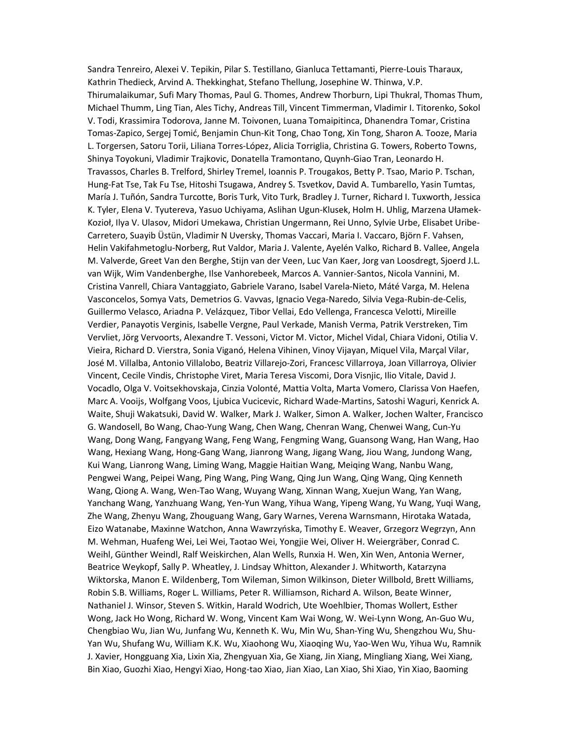Sandra Tenreiro, Alexei V. Tepikin, Pilar S. Testillano, Gianluca Tettamanti, Pierre-Louis Tharaux, Kathrin Thedieck, Arvind A. Thekkinghat, Stefano Thellung, Josephine W. Thinwa, V.P. Thirumalaikumar, Sufi Mary Thomas, Paul G. Thomes, Andrew Thorburn, Lipi Thukral, Thomas Thum, Michael Thumm, Ling Tian, Ales Tichy, Andreas Till, Vincent Timmerman, Vladimir I. Titorenko, Sokol V. Todi, Krassimira Todorova, Janne M. Toivonen, Luana Tomaipitinca, Dhanendra Tomar, Cristina Tomas-Zapico, Sergej Tomić, Benjamin Chun-Kit Tong, Chao Tong, Xin Tong, Sharon A. Tooze, Maria L. Torgersen, Satoru Torii, Liliana Torres-López, Alicia Torriglia, Christina G. Towers, Roberto Towns, Shinya Toyokuni, Vladimir Trajkovic, Donatella Tramontano, Quynh-Giao Tran, Leonardo H. Travassos, Charles B. Trelford, Shirley Tremel, Ioannis P. Trougakos, Betty P. Tsao, Mario P. Tschan, Hung-Fat Tse, Tak Fu Tse, Hitoshi Tsugawa, Andrey S. Tsvetkov, David A. Tumbarello, Yasin Tumtas, María J. Tuñón, Sandra Turcotte, Boris Turk, Vito Turk, Bradley J. Turner, Richard I. Tuxworth, Jessica K. Tyler, Elena V. Tyutereva, Yasuo Uchiyama, Aslihan Ugun-Klusek, Holm H. Uhlig, Marzena Ułamek-Kozioł, Ilya V. Ulasov, Midori Umekawa, Christian Ungermann, Rei Unno, Sylvie Urbe, Elisabet Uribe-Carretero, Suayib Üstün, Vladimir N Uversky, Thomas Vaccari, Maria I. Vaccaro, Björn F. Vahsen, Helin Vakifahmetoglu-Norberg, Rut Valdor, Maria J. Valente, Ayelén Valko, Richard B. Vallee, Angela M. Valverde, Greet Van den Berghe, Stijn van der Veen, Luc Van Kaer, Jorg van Loosdregt, Sjoerd J.L. van Wijk, Wim Vandenberghe, Ilse Vanhorebeek, Marcos A. Vannier-Santos, Nicola Vannini, M. Cristina Vanrell, Chiara Vantaggiato, Gabriele Varano, Isabel Varela-Nieto, Máté Varga, M. Helena Vasconcelos, Somya Vats, Demetrios G. Vavvas, Ignacio Vega-Naredo, Silvia Vega-Rubin-de-Celis, Guillermo Velasco, Ariadna P. Velázquez, Tibor Vellai, Edo Vellenga, Francesca Velotti, Mireille Verdier, Panayotis Verginis, Isabelle Vergne, Paul Verkade, Manish Verma, Patrik Verstreken, Tim Vervliet, Jörg Vervoorts, Alexandre T. Vessoni, Victor M. Victor, Michel Vidal, Chiara Vidoni, Otilia V. Vieira, Richard D. Vierstra, Sonia Viganó, Helena Vihinen, Vinoy Vijayan, Miquel Vila, Marçal Vilar, José M. Villalba, Antonio Villalobo, Beatriz Villarejo-Zori, Francesc Villarroya, Joan Villarroya, Olivier Vincent, Cecile Vindis, Christophe Viret, Maria Teresa Viscomi, Dora Visnjic, Ilio Vitale, David J. Vocadlo, Olga V. Voitsekhovskaja, Cinzia Volonté, Mattia Volta, Marta Vomero, Clarissa Von Haefen, Marc A. Vooijs, Wolfgang Voos, Ljubica Vucicevic, Richard Wade-Martins, Satoshi Waguri, Kenrick A. Waite, Shuji Wakatsuki, David W. Walker, Mark J. Walker, Simon A. Walker, Jochen Walter, Francisco G. Wandosell, Bo Wang, Chao-Yung Wang, Chen Wang, Chenran Wang, Chenwei Wang, Cun-Yu Wang, Dong Wang, Fangyang Wang, Feng Wang, Fengming Wang, Guansong Wang, Han Wang, Hao Wang, Hexiang Wang, Hong-Gang Wang, Jianrong Wang, Jigang Wang, Jiou Wang, Jundong Wang, Kui Wang, Lianrong Wang, Liming Wang, Maggie Haitian Wang, Meiqing Wang, Nanbu Wang, Pengwei Wang, Peipei Wang, Ping Wang, Ping Wang, Qing Jun Wang, Qing Wang, Qing Kenneth Wang, Qiong A. Wang, Wen-Tao Wang, Wuyang Wang, Xinnan Wang, Xuejun Wang, Yan Wang, Yanchang Wang, Yanzhuang Wang, Yen-Yun Wang, Yihua Wang, Yipeng Wang, Yu Wang, Yuqi Wang, Zhe Wang, Zhenyu Wang, Zhouguang Wang, Gary Warnes, Verena Warnsmann, Hirotaka Watada, Eizo Watanabe, Maxinne Watchon, Anna Wawrzyńska, Timothy E. Weaver, Grzegorz Wegrzyn, Ann M. Wehman, Huafeng Wei, Lei Wei, Taotao Wei, Yongjie Wei, Oliver H. Weiergräber, Conrad C. Weihl, Günther Weindl, Ralf Weiskirchen, Alan Wells, Runxia H. Wen, Xin Wen, Antonia Werner, Beatrice Weykopf, Sally P. Wheatley, J. Lindsay Whitton, Alexander J. Whitworth, Katarzyna Wiktorska, Manon E. Wildenberg, Tom Wileman, Simon Wilkinson, Dieter Willbold, Brett Williams, Robin S.B. Williams, Roger L. Williams, Peter R. Williamson, Richard A. Wilson, Beate Winner, Nathaniel J. Winsor, Steven S. Witkin, Harald Wodrich, Ute Woehlbier, Thomas Wollert, Esther Wong, Jack Ho Wong, Richard W. Wong, Vincent Kam Wai Wong, W. Wei-Lynn Wong, An-Guo Wu, Chengbiao Wu, Jian Wu, Junfang Wu, Kenneth K. Wu, Min Wu, Shan-Ying Wu, Shengzhou Wu, Shu-Yan Wu, Shufang Wu, William K.K. Wu, Xiaohong Wu, Xiaoqing Wu, Yao-Wen Wu, Yihua Wu, Ramnik J. Xavier, Hongguang Xia, Lixin Xia, Zhengyuan Xia, Ge Xiang, Jin Xiang, Mingliang Xiang, Wei Xiang, Bin Xiao, Guozhi Xiao, Hengyi Xiao, Hong-tao Xiao, Jian Xiao, Lan Xiao, Shi Xiao, Yin Xiao, Baoming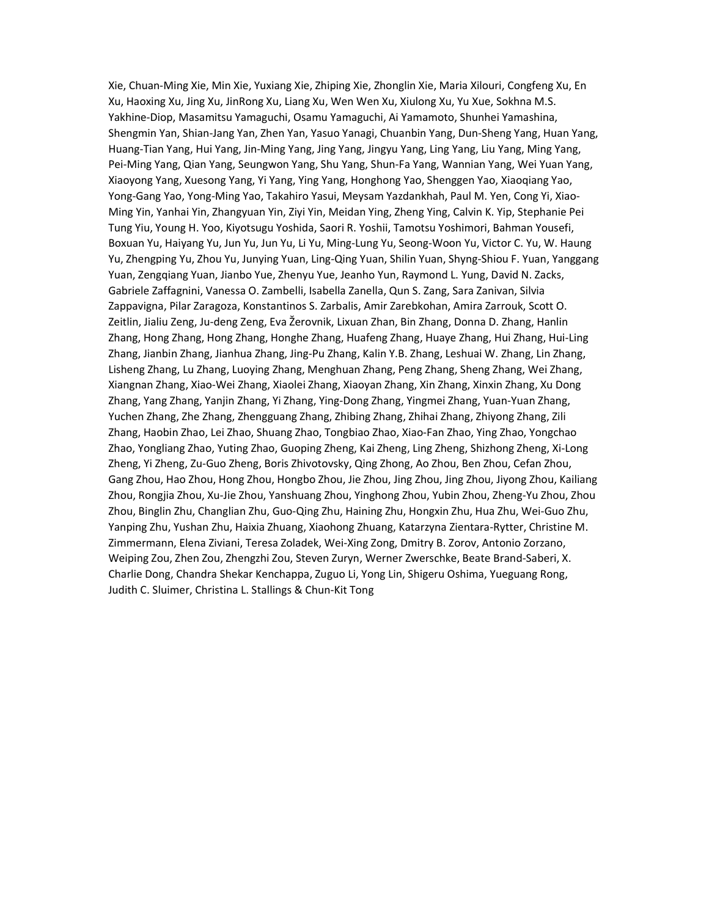Xie, Chuan-Ming Xie, Min Xie, Yuxiang Xie, Zhiping Xie, Zhonglin Xie, Maria Xilouri, Congfeng Xu, En Xu, Haoxing Xu, Jing Xu, JinRong Xu, Liang Xu, Wen Wen Xu, Xiulong Xu, Yu Xue, Sokhna M.S. Yakhine-Diop, Masamitsu Yamaguchi, Osamu Yamaguchi, Ai Yamamoto, Shunhei Yamashina, Shengmin Yan, Shian-Jang Yan, Zhen Yan, Yasuo Yanagi, Chuanbin Yang, Dun-Sheng Yang, Huan Yang, Huang-Tian Yang, Hui Yang, Jin-Ming Yang, Jing Yang, Jingyu Yang, Ling Yang, Liu Yang, Ming Yang, Pei-Ming Yang, Qian Yang, Seungwon Yang, Shu Yang, Shun-Fa Yang, Wannian Yang, Wei Yuan Yang, Xiaoyong Yang, Xuesong Yang, Yi Yang, Ying Yang, Honghong Yao, Shenggen Yao, Xiaoqiang Yao, Yong-Gang Yao, Yong-Ming Yao, Takahiro Yasui, Meysam Yazdankhah, Paul M. Yen, Cong Yi, Xiao-Ming Yin, Yanhai Yin, Zhangyuan Yin, Ziyi Yin, Meidan Ying, Zheng Ying, Calvin K. Yip, Stephanie Pei Tung Yiu, Young H. Yoo, Kiyotsugu Yoshida, Saori R. Yoshii, Tamotsu Yoshimori, Bahman Yousefi, Boxuan Yu, Haiyang Yu, Jun Yu, Jun Yu, Li Yu, Ming-Lung Yu, Seong-Woon Yu, Victor C. Yu, W. Haung Yu, Zhengping Yu, Zhou Yu, Junying Yuan, Ling-Qing Yuan, Shilin Yuan, Shyng-Shiou F. Yuan, Yanggang Yuan, Zengqiang Yuan, Jianbo Yue, Zhenyu Yue, Jeanho Yun, Raymond L. Yung, David N. Zacks, Gabriele Zaffagnini, Vanessa O. Zambelli, Isabella Zanella, Qun S. Zang, Sara Zanivan, Silvia Zappavigna, Pilar Zaragoza, Konstantinos S. Zarbalis, Amir Zarebkohan, Amira Zarrouk, Scott O. Zeitlin, Jialiu Zeng, Ju-deng Zeng, Eva Žerovnik, Lixuan Zhan, Bin Zhang, Donna D. Zhang, Hanlin Zhang, Hong Zhang, Hong Zhang, Honghe Zhang, Huafeng Zhang, Huaye Zhang, Hui Zhang, Hui-Ling Zhang, Jianbin Zhang, Jianhua Zhang, Jing-Pu Zhang, Kalin Y.B. Zhang, Leshuai W. Zhang, Lin Zhang, Lisheng Zhang, Lu Zhang, Luoying Zhang, Menghuan Zhang, Peng Zhang, Sheng Zhang, Wei Zhang, Xiangnan Zhang, Xiao-Wei Zhang, Xiaolei Zhang, Xiaoyan Zhang, Xin Zhang, Xinxin Zhang, Xu Dong Zhang, Yang Zhang, Yanjin Zhang, Yi Zhang, Ying-Dong Zhang, Yingmei Zhang, Yuan-Yuan Zhang, Yuchen Zhang, Zhe Zhang, Zhengguang Zhang, Zhibing Zhang, Zhihai Zhang, Zhiyong Zhang, Zili Zhang, Haobin Zhao, Lei Zhao, Shuang Zhao, Tongbiao Zhao, Xiao-Fan Zhao, Ying Zhao, Yongchao Zhao, Yongliang Zhao, Yuting Zhao, Guoping Zheng, Kai Zheng, Ling Zheng, Shizhong Zheng, Xi-Long Zheng, Yi Zheng, Zu-Guo Zheng, Boris Zhivotovsky, Qing Zhong, Ao Zhou, Ben Zhou, Cefan Zhou, Gang Zhou, Hao Zhou, Hong Zhou, Hongbo Zhou, Jie Zhou, Jing Zhou, Jing Zhou, Jiyong Zhou, Kailiang Zhou, Rongjia Zhou, Xu-Jie Zhou, Yanshuang Zhou, Yinghong Zhou, Yubin Zhou, Zheng-Yu Zhou, Zhou Zhou, Binglin Zhu, Changlian Zhu, Guo-Qing Zhu, Haining Zhu, Hongxin Zhu, Hua Zhu, Wei-Guo Zhu, Yanping Zhu, Yushan Zhu, Haixia Zhuang, Xiaohong Zhuang, Katarzyna Zientara-Rytter, Christine M. Zimmermann, Elena Ziviani, Teresa Zoladek, Wei-Xing Zong, Dmitry B. Zorov, Antonio Zorzano, Weiping Zou, Zhen Zou, Zhengzhi Zou, Steven Zuryn, Werner Zwerschke, Beate Brand-Saberi, X. Charlie Dong, Chandra Shekar Kenchappa, Zuguo Li, Yong Lin, Shigeru Oshima, Yueguang Rong, Judith C. Sluimer, Christina L. Stallings & Chun-Kit Tong